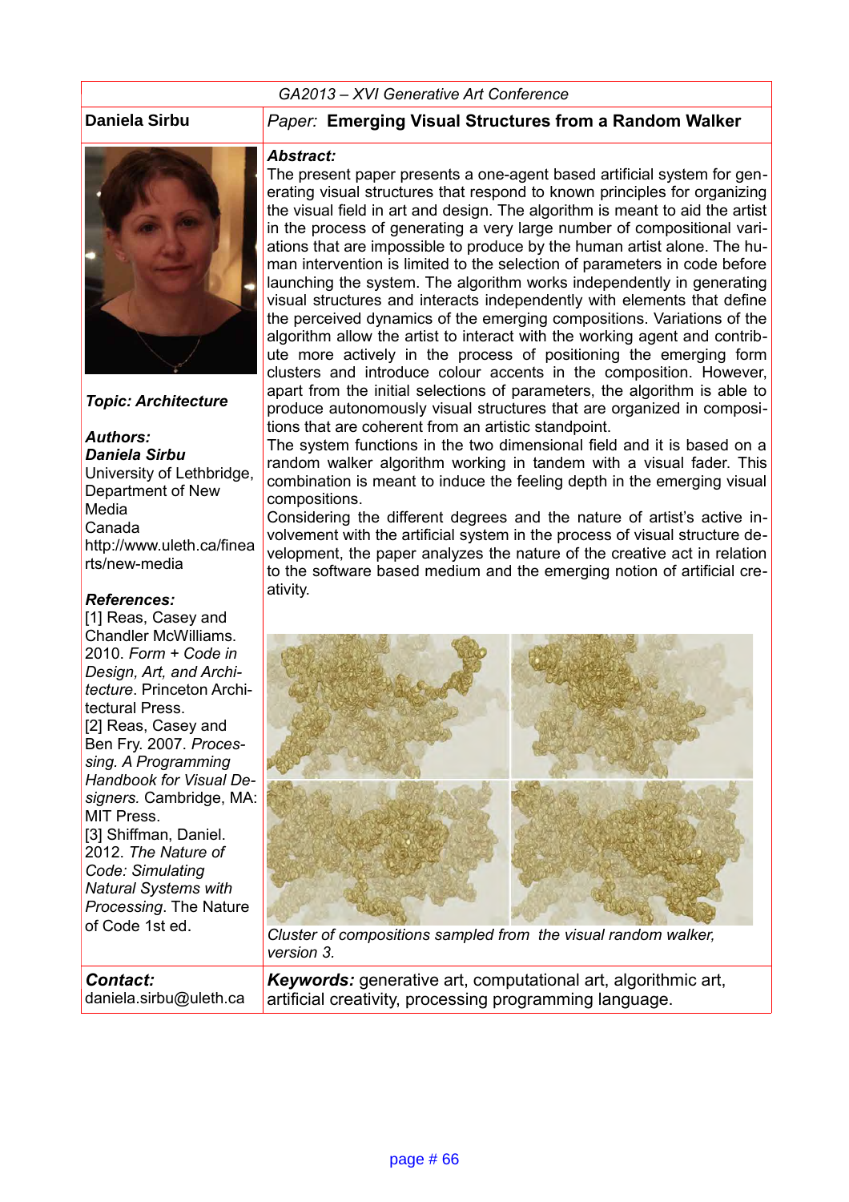GA2013 – XVI Generative Art Conference

**Daniela Sirbu**

*Paper:* **Emerging Visual Structures from a Random Walker**

***Topic: Architecture***

***Authors:***
***Daniela Sirbu***
University of Lethbridge, Department of New Media
Canada
http://www.uleth.ca/finearts/new-media

***References:***
[1] Reas, Casey and Chandler McWilliams. 2010. *Form + Code in Design, Art, and Architecture*. Princeton Architectural Press.
[2] Reas, Casey and Ben Fry. 2007. *Processing. A Programming Handbook for Visual Designers.* Cambridge, MA: MIT Press.
[3] Shiffman, Daniel. 2012. *The Nature of Code: Simulating Natural Systems with Processing*. The Nature of Code 1st ed.

***Abstract:***

The present paper presents a one-agent based artificial system for generating visual structures that respond to known principles for organizing the visual field in art and design. The algorithm is meant to aid the artist in the process of generating a very large number of compositional variations that are impossible to produce by the human artist alone. The human intervention is limited to the selection of parameters in code before launching the system. The algorithm works independently in generating visual structures and interacts independently with elements that define the perceived dynamics of the emerging compositions. Variations of the algorithm allow the artist to interact with the working agent and contribute more actively in the process of positioning the emerging form clusters and introduce colour accents in the composition. However, apart from the initial selections of parameters, the algorithm is able to produce autonomously visual structures that are organized in compositions that are coherent from an artistic standpoint.

The system functions in the two dimensional field and it is based on a random walker algorithm working in tandem with a visual fader. This combination is meant to induce the feeling depth in the emerging visual compositions.

Considering the different degrees and the nature of artist's active involvement with the artificial system in the process of visual structure development, the paper analyzes the nature of the creative act in relation to the software based medium and the emerging notion of artificial creativity.

*Cluster of compositions sampled from the visual random walker, version 3.*

***Contact:***
daniela.sirbu@uleth.ca

***Keywords:*** generative art, computational art, algorithmic art, artificial creativity, processing programming language.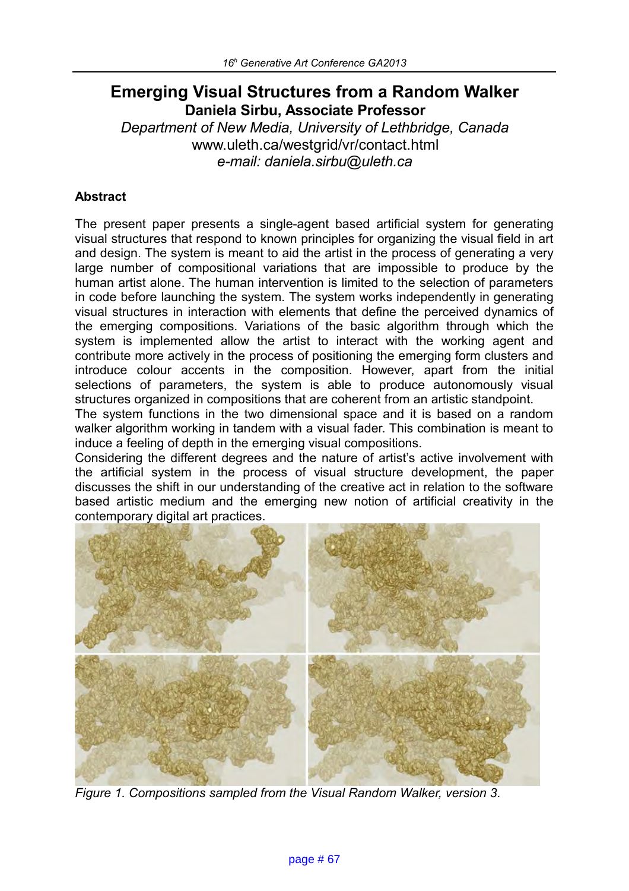# Emerging Visual Structures from a Random Walker

**Daniela Sirbu, Associate Professor**

*Department of New Media, University of Lethbridge, Canada*

www.uleth.ca/westgrid/vr/contact.html

*e-mail: daniela.sirbu@uleth.ca*

## Abstract

The present paper presents a single-agent based artificial system for generating visual structures that respond to known principles for organizing the visual field in art and design. The system is meant to aid the artist in the process of generating a very large number of compositional variations that are impossible to produce by the human artist alone. The human intervention is limited to the selection of parameters in code before launching the system. The system works independently in generating visual structures in interaction with elements that define the perceived dynamics of the emerging compositions. Variations of the basic algorithm through which the system is implemented allow the artist to interact with the working agent and contribute more actively in the process of positioning the emerging form clusters and introduce colour accents in the composition. However, apart from the initial selections of parameters, the system is able to produce autonomously visual structures organized in compositions that are coherent from an artistic standpoint.

The system functions in the two dimensional space and it is based on a random walker algorithm working in tandem with a visual fader. This combination is meant to induce a feeling of depth in the emerging visual compositions.

Considering the different degrees and the nature of artist's active involvement with the artificial system in the process of visual structure development, the paper discusses the shift in our understanding of the creative act in relation to the software based artistic medium and the emerging new notion of artificial creativity in the contemporary digital art practices.

*Figure 1. Compositions sampled from the Visual Random Walker, version 3.*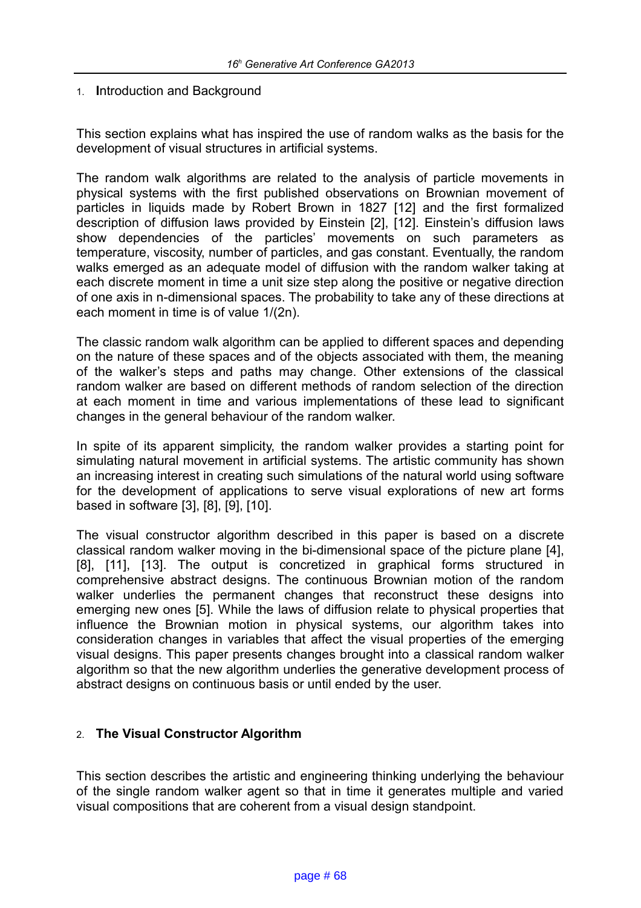## 1. Introduction and Background

This section explains what has inspired the use of random walks as the basis for the development of visual structures in artificial systems.

The random walk algorithms are related to the analysis of particle movements in physical systems with the first published observations on Brownian movement of particles in liquids made by Robert Brown in 1827 [12] and the first formalized description of diffusion laws provided by Einstein [2], [12]. Einstein's diffusion laws show dependencies of the particles' movements on such parameters as temperature, viscosity, number of particles, and gas constant. Eventually, the random walks emerged as an adequate model of diffusion with the random walker taking at each discrete moment in time a unit size step along the positive or negative direction of one axis in n-dimensional spaces. The probability to take any of these directions at each moment in time is of value $1/(2n)$.

The classic random walk algorithm can be applied to different spaces and depending on the nature of these spaces and of the objects associated with them, the meaning of the walker's steps and paths may change. Other extensions of the classical random walker are based on different methods of random selection of the direction at each moment in time and various implementations of these lead to significant changes in the general behaviour of the random walker.

In spite of its apparent simplicity, the random walker provides a starting point for simulating natural movement in artificial systems. The artistic community has shown an increasing interest in creating such simulations of the natural world using software for the development of applications to serve visual explorations of new art forms based in software [3], [8], [9], [10].

The visual constructor algorithm described in this paper is based on a discrete classical random walker moving in the bi-dimensional space of the picture plane [4], [8], [11], [13]. The output is concretized in graphical forms structured in comprehensive abstract designs. The continuous Brownian motion of the random walker underlies the permanent changes that reconstruct these designs into emerging new ones [5]. While the laws of diffusion relate to physical properties that influence the Brownian motion in physical systems, our algorithm takes into consideration changes in variables that affect the visual properties of the emerging visual designs. This paper presents changes brought into a classical random walker algorithm so that the new algorithm underlies the generative development process of abstract designs on continuous basis or until ended by the user.

## 2. The Visual Constructor Algorithm

This section describes the artistic and engineering thinking underlying the behaviour of the single random walker agent so that in time it generates multiple and varied visual compositions that are coherent from a visual design standpoint.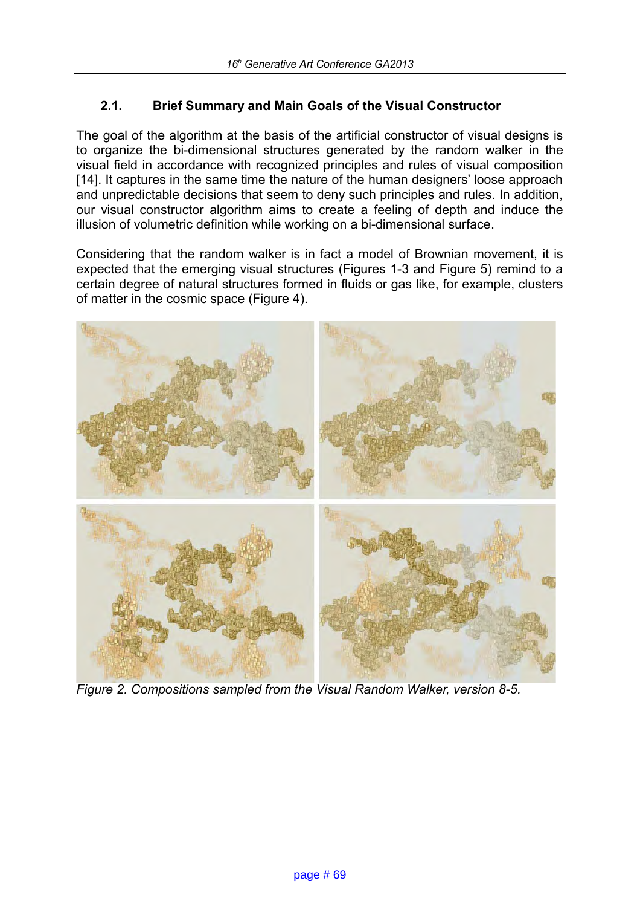## 2.1. Brief Summary and Main Goals of the Visual Constructor

The goal of the algorithm at the basis of the artificial constructor of visual designs is to organize the bi-dimensional structures generated by the random walker in the visual field in accordance with recognized principles and rules of visual composition [14]. It captures in the same time the nature of the human designers' loose approach and unpredictable decisions that seem to deny such principles and rules. In addition, our visual constructor algorithm aims to create a feeling of depth and induce the illusion of volumetric definition while working on a bi-dimensional surface.

Considering that the random walker is in fact a model of Brownian movement, it is expected that the emerging visual structures (Figures 1-3 and Figure 5) remind to a certain degree of natural structures formed in fluids or gas like, for example, clusters of matter in the cosmic space (Figure 4).

*Figure 2. Compositions sampled from the Visual Random Walker, version 8-5.*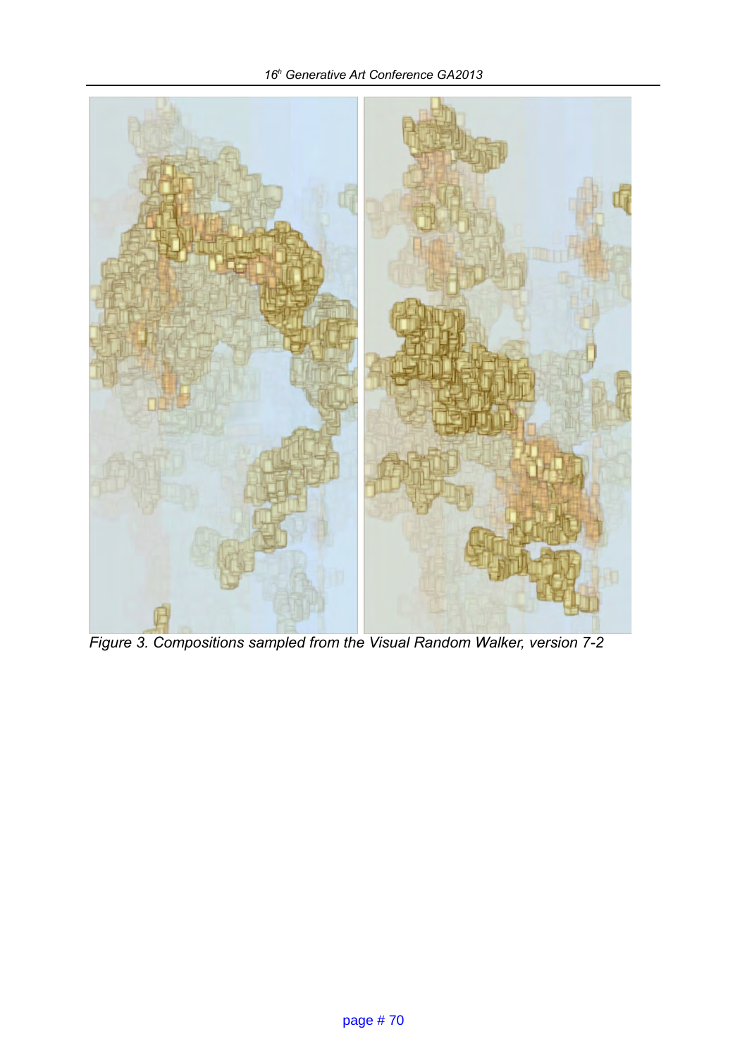Figure 3. Compositions sampled from the Visual Random Walker, version 7-2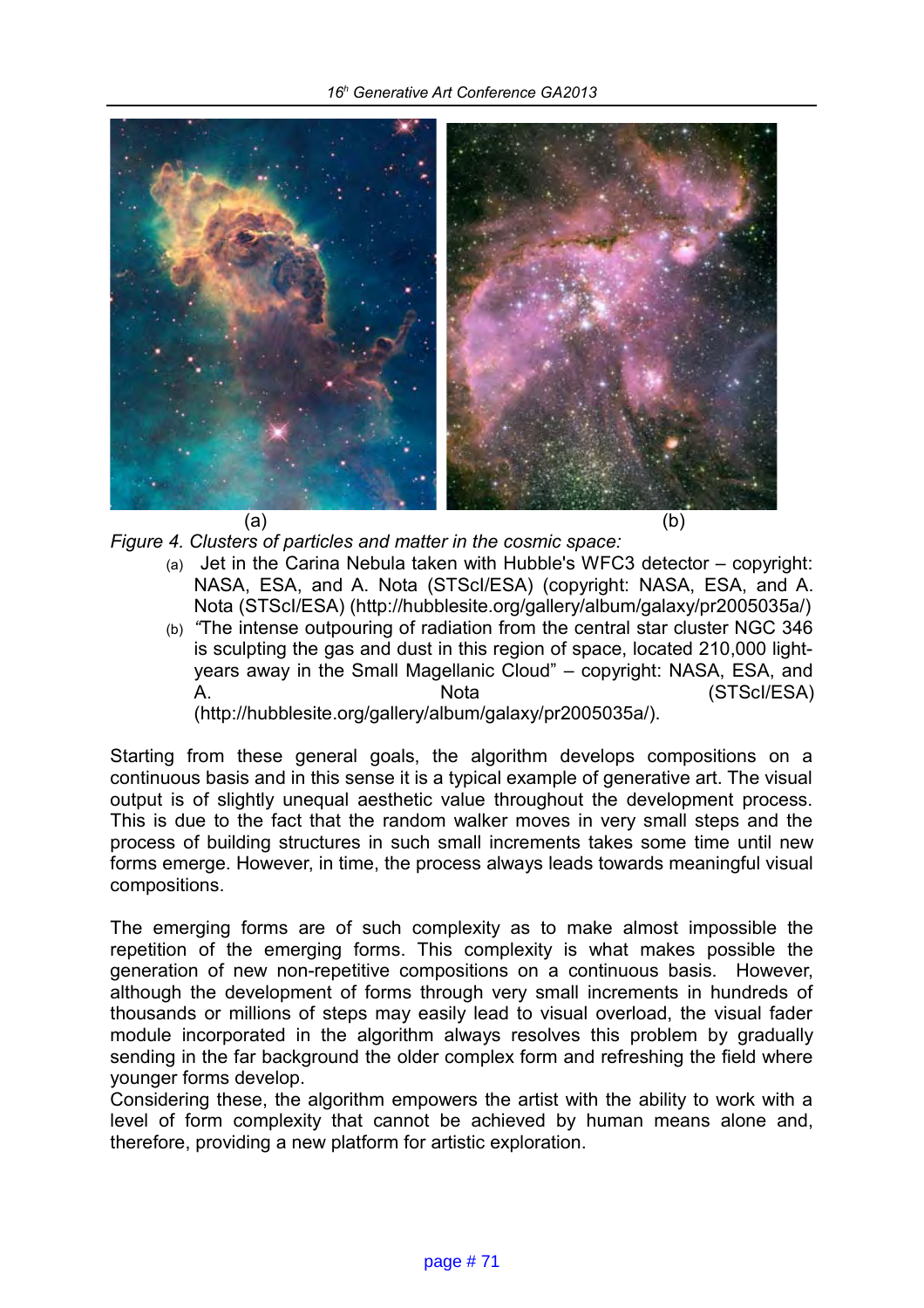(a) (b)

*Figure 4. Clusters of particles and matter in the cosmic space:*

(a) Jet in the Carina Nebula taken with Hubble's WFC3 detector – copyright: NASA, ESA, and A. Nota (STScI/ESA) (copyright: NASA, ESA, and A. Nota (STScI/ESA) (http://hubblesite.org/gallery/album/galaxy/pr2005035a/)

(b) *"*The intense outpouring of radiation from the central star cluster NGC 346 is sculpting the gas and dust in this region of space, located 210,000 light-years away in the Small Magellanic Cloud" – copyright: NASA, ESA, and A. Nota (STScI/ESA) (http://hubblesite.org/gallery/album/galaxy/pr2005035a/).

Starting from these general goals, the algorithm develops compositions on a continuous basis and in this sense it is a typical example of generative art. The visual output is of slightly unequal aesthetic value throughout the development process. This is due to the fact that the random walker moves in very small steps and the process of building structures in such small increments takes some time until new forms emerge. However, in time, the process always leads towards meaningful visual compositions.

The emerging forms are of such complexity as to make almost impossible the repetition of the emerging forms. This complexity is what makes possible the generation of new non-repetitive compositions on a continuous basis. However, although the development of forms through very small increments in hundreds of thousands or millions of steps may easily lead to visual overload, the visual fader module incorporated in the algorithm always resolves this problem by gradually sending in the far background the older complex form and refreshing the field where younger forms develop.

Considering these, the algorithm empowers the artist with the ability to work with a level of form complexity that cannot be achieved by human means alone and, therefore, providing a new platform for artistic exploration.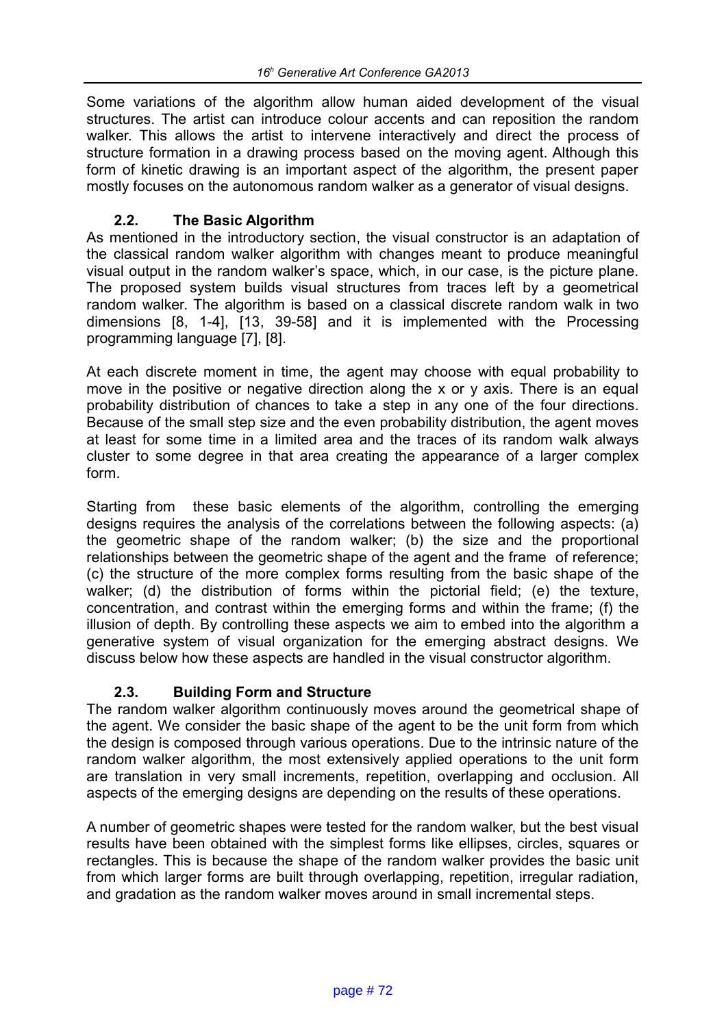Some variations of the algorithm allow human aided development of the visual structures. The artist can introduce colour accents and can reposition the random walker. This allows the artist to intervene interactively and direct the process of structure formation in a drawing process based on the moving agent. Although this form of kinetic drawing is an important aspect of the algorithm, the present paper mostly focuses on the autonomous random walker as a generator of visual designs.

### 2.2. The Basic Algorithm

As mentioned in the introductory section, the visual constructor is an adaptation of the classical random walker algorithm with changes meant to produce meaningful visual output in the random walker's space, which, in our case, is the picture plane. The proposed system builds visual structures from traces left by a geometrical random walker. The algorithm is based on a classical discrete random walk in two dimensions [8, 1-4], [13, 39-58] and it is implemented with the Processing programming language [7], [8].

At each discrete moment in time, the agent may choose with equal probability to move in the positive or negative direction along the x or y axis. There is an equal probability distribution of chances to take a step in any one of the four directions. Because of the small step size and the even probability distribution, the agent moves at least for some time in a limited area and the traces of its random walk always cluster to some degree in that area creating the appearance of a larger complex form.

Starting from these basic elements of the algorithm, controlling the emerging designs requires the analysis of the correlations between the following aspects: (a) the geometric shape of the random walker; (b) the size and the proportional relationships between the geometric shape of the agent and the frame of reference; (c) the structure of the more complex forms resulting from the basic shape of the walker; (d) the distribution of forms within the pictorial field; (e) the texture, concentration, and contrast within the emerging forms and within the frame; (f) the illusion of depth. By controlling these aspects we aim to embed into the algorithm a generative system of visual organization for the emerging abstract designs. We discuss below how these aspects are handled in the visual constructor algorithm.

### 2.3. Building Form and Structure

The random walker algorithm continuously moves around the geometrical shape of the agent. We consider the basic shape of the agent to be the unit form from which the design is composed through various operations. Due to the intrinsic nature of the random walker algorithm, the most extensively applied operations to the unit form are translation in very small increments, repetition, overlapping and occlusion. All aspects of the emerging designs are depending on the results of these operations.

A number of geometric shapes were tested for the random walker, but the best visual results have been obtained with the simplest forms like ellipses, circles, squares or rectangles. This is because the shape of the random walker provides the basic unit from which larger forms are built through overlapping, repetition, irregular radiation, and gradation as the random walker moves around in small incremental steps.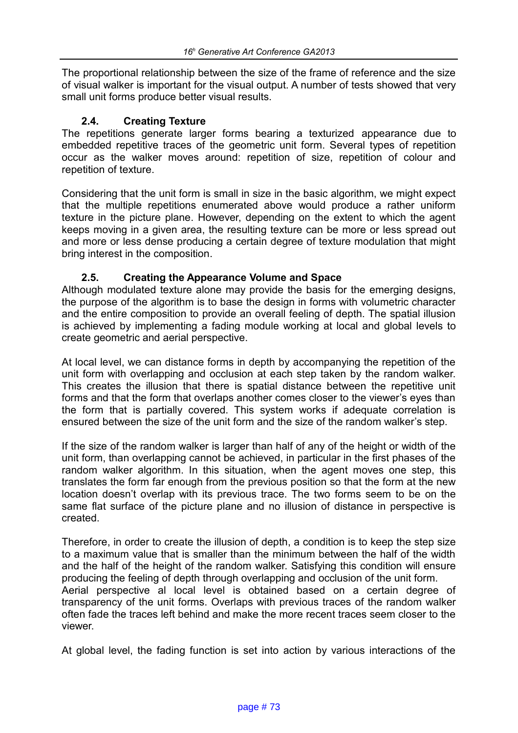The proportional relationship between the size of the frame of reference and the size of visual walker is important for the visual output. A number of tests showed that very small unit forms produce better visual results.

### 2.4. Creating Texture

The repetitions generate larger forms bearing a texturized appearance due to embedded repetitive traces of the geometric unit form. Several types of repetition occur as the walker moves around: repetition of size, repetition of colour and repetition of texture.

Considering that the unit form is small in size in the basic algorithm, we might expect that the multiple repetitions enumerated above would produce a rather uniform texture in the picture plane. However, depending on the extent to which the agent keeps moving in a given area, the resulting texture can be more or less spread out and more or less dense producing a certain degree of texture modulation that might bring interest in the composition.

### 2.5. Creating the Appearance Volume and Space

Although modulated texture alone may provide the basis for the emerging designs, the purpose of the algorithm is to base the design in forms with volumetric character and the entire composition to provide an overall feeling of depth. The spatial illusion is achieved by implementing a fading module working at local and global levels to create geometric and aerial perspective.

At local level, we can distance forms in depth by accompanying the repetition of the unit form with overlapping and occlusion at each step taken by the random walker. This creates the illusion that there is spatial distance between the repetitive unit forms and that the form that overlaps another comes closer to the viewer's eyes than the form that is partially covered. This system works if adequate correlation is ensured between the size of the unit form and the size of the random walker's step.

If the size of the random walker is larger than half of any of the height or width of the unit form, than overlapping cannot be achieved, in particular in the first phases of the random walker algorithm. In this situation, when the agent moves one step, this translates the form far enough from the previous position so that the form at the new location doesn't overlap with its previous trace. The two forms seem to be on the same flat surface of the picture plane and no illusion of distance in perspective is created.

Therefore, in order to create the illusion of depth, a condition is to keep the step size to a maximum value that is smaller than the minimum between the half of the width and the half of the height of the random walker. Satisfying this condition will ensure producing the feeling of depth through overlapping and occlusion of the unit form.
Aerial perspective al local level is obtained based on a certain degree of transparency of the unit forms. Overlaps with previous traces of the random walker often fade the traces left behind and make the more recent traces seem closer to the viewer.

At global level, the fading function is set into action by various interactions of the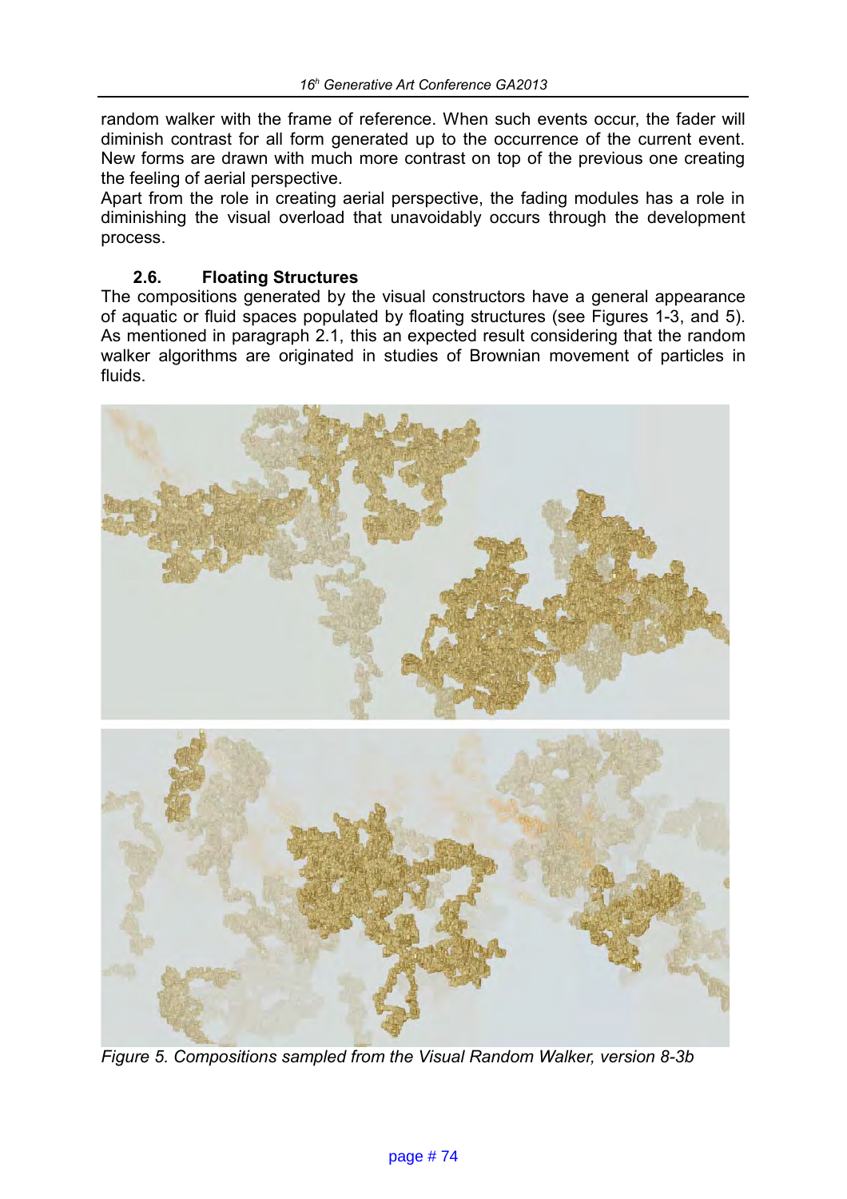random walker with the frame of reference. When such events occur, the fader will diminish contrast for all form generated up to the occurrence of the current event. New forms are drawn with much more contrast on top of the previous one creating the feeling of aerial perspective.
Apart from the role in creating aerial perspective, the fading modules has a role in diminishing the visual overload that unavoidably occurs through the development process.

### 2.6. Floating Structures

The compositions generated by the visual constructors have a general appearance of aquatic or fluid spaces populated by floating structures (see Figures 1-3, and 5). As mentioned in paragraph 2.1, this an expected result considering that the random walker algorithms are originated in studies of Brownian movement of particles in fluids.

*Figure 5. Compositions sampled from the Visual Random Walker, version 8-3b*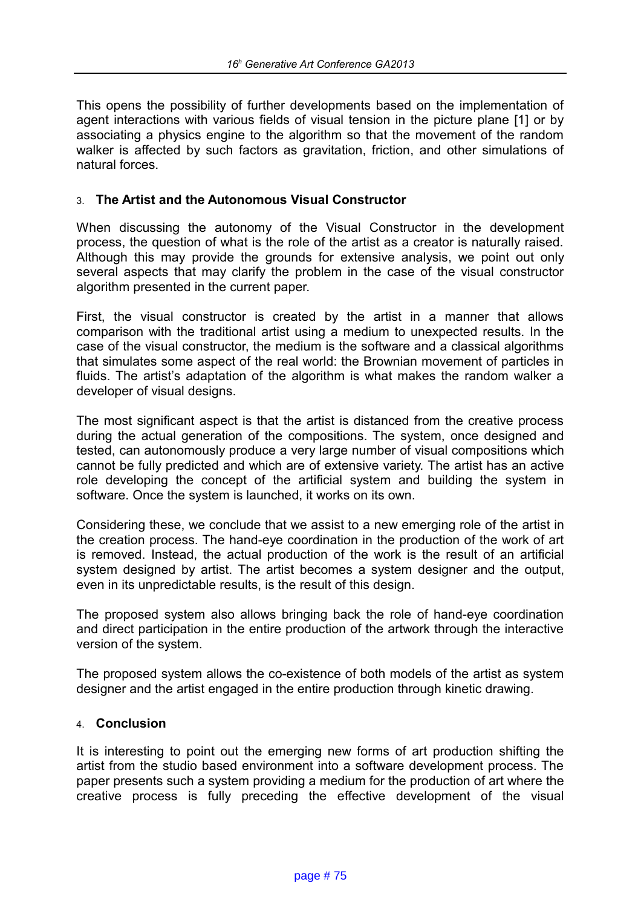This opens the possibility of further developments based on the implementation of agent interactions with various fields of visual tension in the picture plane [1] or by associating a physics engine to the algorithm so that the movement of the random walker is affected by such factors as gravitation, friction, and other simulations of natural forces.

## 3. The Artist and the Autonomous Visual Constructor

When discussing the autonomy of the Visual Constructor in the development process, the question of what is the role of the artist as a creator is naturally raised. Although this may provide the grounds for extensive analysis, we point out only several aspects that may clarify the problem in the case of the visual constructor algorithm presented in the current paper.

First, the visual constructor is created by the artist in a manner that allows comparison with the traditional artist using a medium to unexpected results. In the case of the visual constructor, the medium is the software and a classical algorithms that simulates some aspect of the real world: the Brownian movement of particles in fluids. The artist's adaptation of the algorithm is what makes the random walker a developer of visual designs.

The most significant aspect is that the artist is distanced from the creative process during the actual generation of the compositions. The system, once designed and tested, can autonomously produce a very large number of visual compositions which cannot be fully predicted and which are of extensive variety. The artist has an active role developing the concept of the artificial system and building the system in software. Once the system is launched, it works on its own.

Considering these, we conclude that we assist to a new emerging role of the artist in the creation process. The hand-eye coordination in the production of the work of art is removed. Instead, the actual production of the work is the result of an artificial system designed by artist. The artist becomes a system designer and the output, even in its unpredictable results, is the result of this design.

The proposed system also allows bringing back the role of hand-eye coordination and direct participation in the entire production of the artwork through the interactive version of the system.

The proposed system allows the co-existence of both models of the artist as system designer and the artist engaged in the entire production through kinetic drawing.

## 4. Conclusion

It is interesting to point out the emerging new forms of art production shifting the artist from the studio based environment into a software development process. The paper presents such a system providing a medium for the production of art where the creative process is fully preceding the effective development of the visual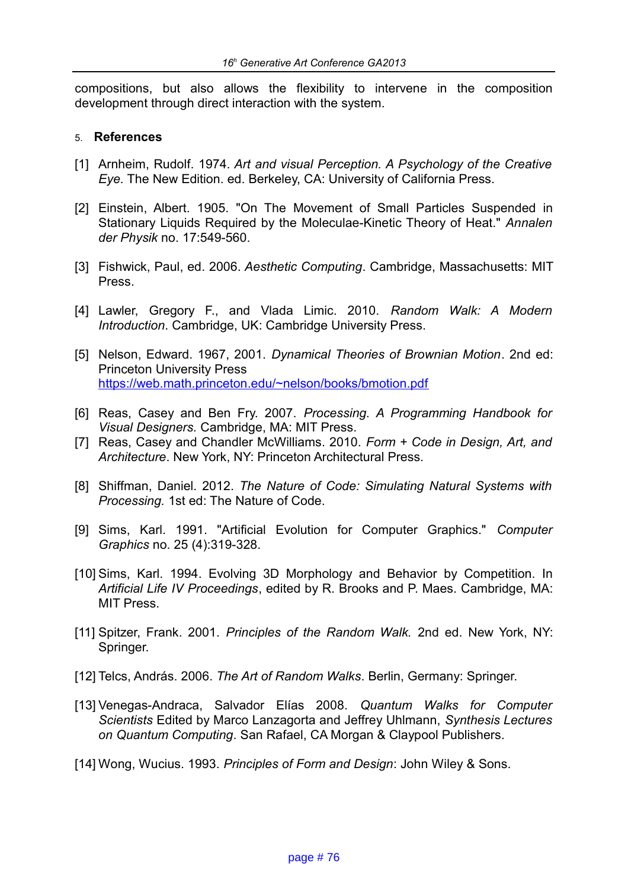compositions, but also allows the flexibility to intervene in the composition development through direct interaction with the system.

## 5. References

[1] Arnheim, Rudolf. 1974. *Art and visual Perception. A Psychology of the Creative Eye.* The New Edition. ed. Berkeley, CA: University of California Press.

[2] Einstein, Albert. 1905. "On The Movement of Small Particles Suspended in Stationary Liquids Required by the Moleculae-Kinetic Theory of Heat." *Annalen der Physik* no. 17:549-560.

[3] Fishwick, Paul, ed. 2006. *Aesthetic Computing*. Cambridge, Massachusetts: MIT Press.

[4] Lawler, Gregory F., and Vlada Limic. 2010. *Random Walk: A Modern Introduction*. Cambridge, UK: Cambridge University Press.

[5] Nelson, Edward. 1967, 2001. *Dynamical Theories of Brownian Motion*. 2nd ed: Princeton University Press https://web.math.princeton.edu/~nelson/books/bmotion.pdf

[6] Reas, Casey and Ben Fry. 2007. *Processing. A Programming Handbook for Visual Designers.* Cambridge, MA: MIT Press.

[7] Reas, Casey and Chandler McWilliams. 2010. *Form + Code in Design, Art, and Architecture*. New York, NY: Princeton Architectural Press.

[8] Shiffman, Daniel. 2012. *The Nature of Code: Simulating Natural Systems with Processing.* 1st ed: The Nature of Code.

[9] Sims, Karl. 1991. "Artificial Evolution for Computer Graphics." *Computer Graphics* no. 25 (4):319-328.

[10] Sims, Karl. 1994. Evolving 3D Morphology and Behavior by Competition. In *Artificial Life IV Proceedings*, edited by R. Brooks and P. Maes. Cambridge, MA: MIT Press.

[11] Spitzer, Frank. 2001. *Principles of the Random Walk.* 2nd ed. New York, NY: Springer.

[12] Telcs, András. 2006. *The Art of Random Walks*. Berlin, Germany: Springer.

[13] Venegas-Andraca, Salvador Elías 2008. *Quantum Walks for Computer Scientists* Edited by Marco Lanzagorta and Jeffrey Uhlmann, *Synthesis Lectures on Quantum Computing*. San Rafael, CA Morgan & Claypool Publishers.

[14] Wong, Wucius. 1993. *Principles of Form and Design*: John Wiley & Sons.